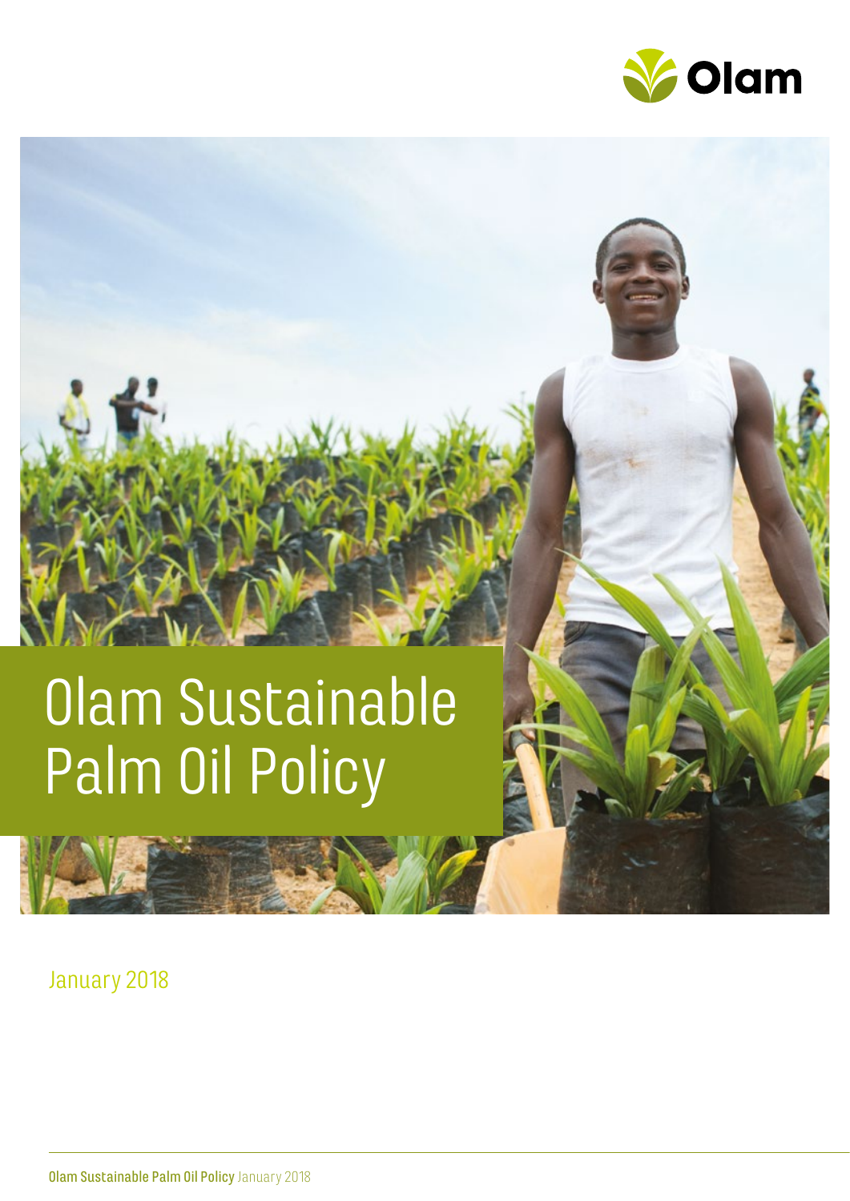# Olam Sustainable Palm Oil Policy

January 2018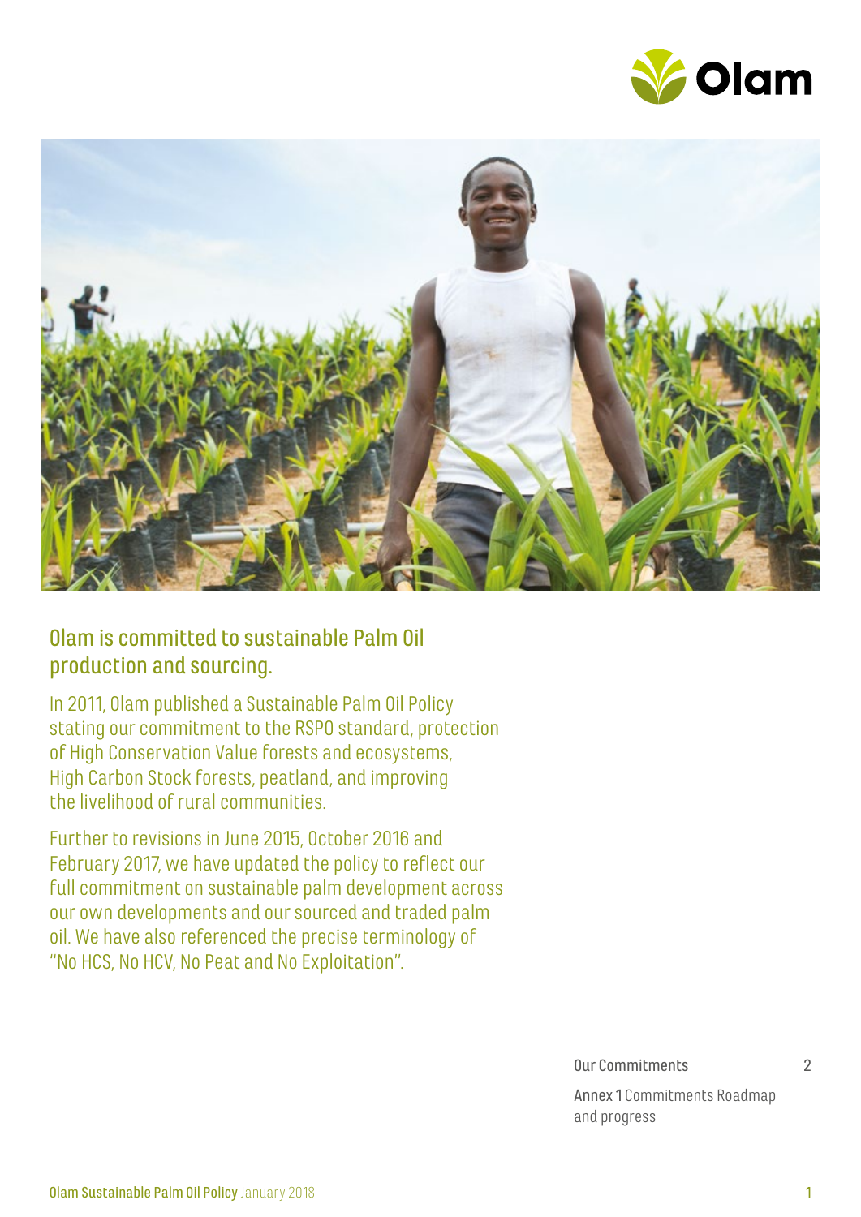## Olam is committed to sustainable Palm Oil production and sourcing.

In 2011, Olam published a Sustainable Palm Oil Policy stating our commitment to the RSPO standard, protection of High Conservation Value forests and ecosystems, High Carbon Stock forests, peatland, and improving the livelihood of rural communities.

Further to revisions in June 2015, October 2016 and February 2017, we have updated the policy to reflect our full commitment on sustainable palm development across our own developments and our sourced and traded palm oil. We have also referenced the precise terminology of "No HCS, No HCV, No Peat and No Exploitation".

| | |
|---|---|
| Our Commitments | 2 |
| **Annex 1** Commitments Roadmap and progress | |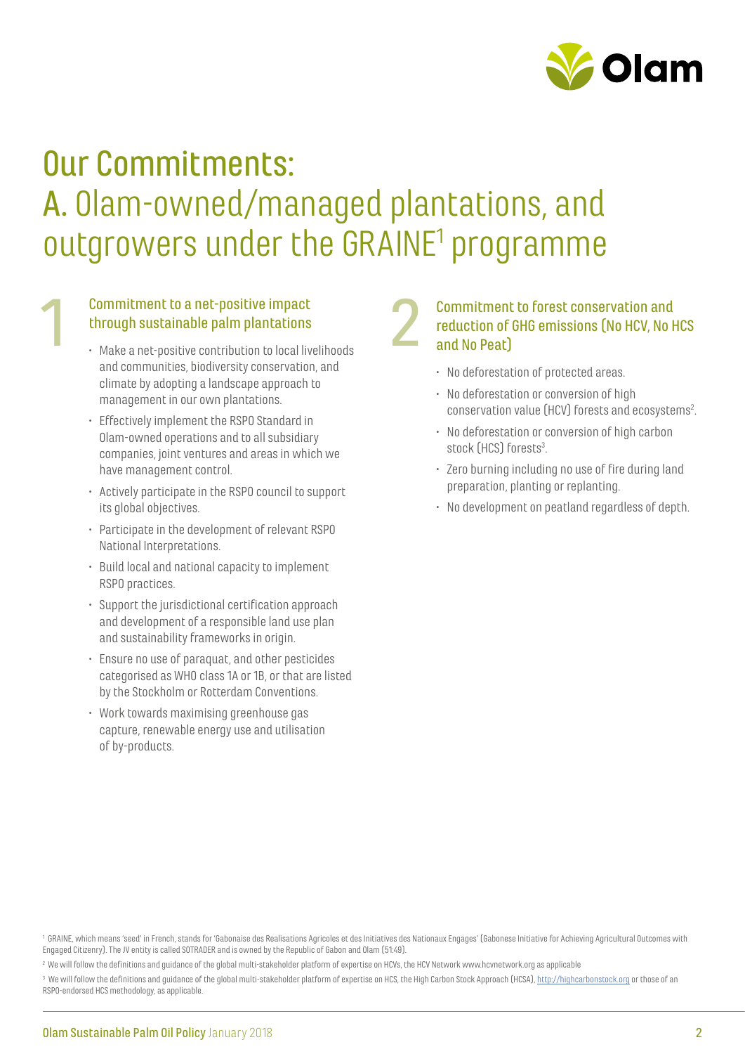# Our Commitments:

## A. Olam-owned/managed plantations, and outgrowers under the GRAINE[1] programme

### 1 Commitment to a net-positive impact through sustainable palm plantations

- Make a net-positive contribution to local livelihoods and communities, biodiversity conservation, and climate by adopting a landscape approach to management in our own plantations.
- Effectively implement the RSPO Standard in Olam-owned operations and to all subsidiary companies, joint ventures and areas in which we have management control.
- Actively participate in the RSPO council to support its global objectives.
- Participate in the development of relevant RSPO National Interpretations.
- Build local and national capacity to implement RSPO practices.
- Support the jurisdictional certification approach and development of a responsible land use plan and sustainability frameworks in origin.
- Ensure no use of paraquat, and other pesticides categorised as WHO class 1A or 1B, or that are listed by the Stockholm or Rotterdam Conventions.
- Work towards maximising greenhouse gas capture, renewable energy use and utilisation of by-products.

### 2 Commitment to forest conservation and reduction of GHG emissions (No HCV, No HCS and No Peat)

- No deforestation of protected areas.
- No deforestation or conversion of high conservation value (HCV) forests and ecosystems[2].
- No deforestation or conversion of high carbon stock (HCS) forests[3].
- Zero burning including no use of fire during land preparation, planting or replanting.
- No development on peatland regardless of depth.

[1] GRAINE, which means 'seed' in French, stands for 'Gabonaise des Realisations Agricoles et des Initiatives des Nationaux Engages' (Gabonese Initiative for Achieving Agricultural Outcomes with Engaged Citizenry). The JV entity is called SOTRADER and is owned by the Republic of Gabon and Olam (51:49).

[2] We will follow the definitions and guidance of the global multi-stakeholder platform of expertise on HCVs, the HCV Network www.hcvnetwork.org as applicable

[3] We will follow the definitions and guidance of the global multi-stakeholder platform of expertise on HCS, the High Carbon Stock Approach (HCSA), http://highcarbonstock.org or those of an RSPO-endorsed HCS methodology, as applicable.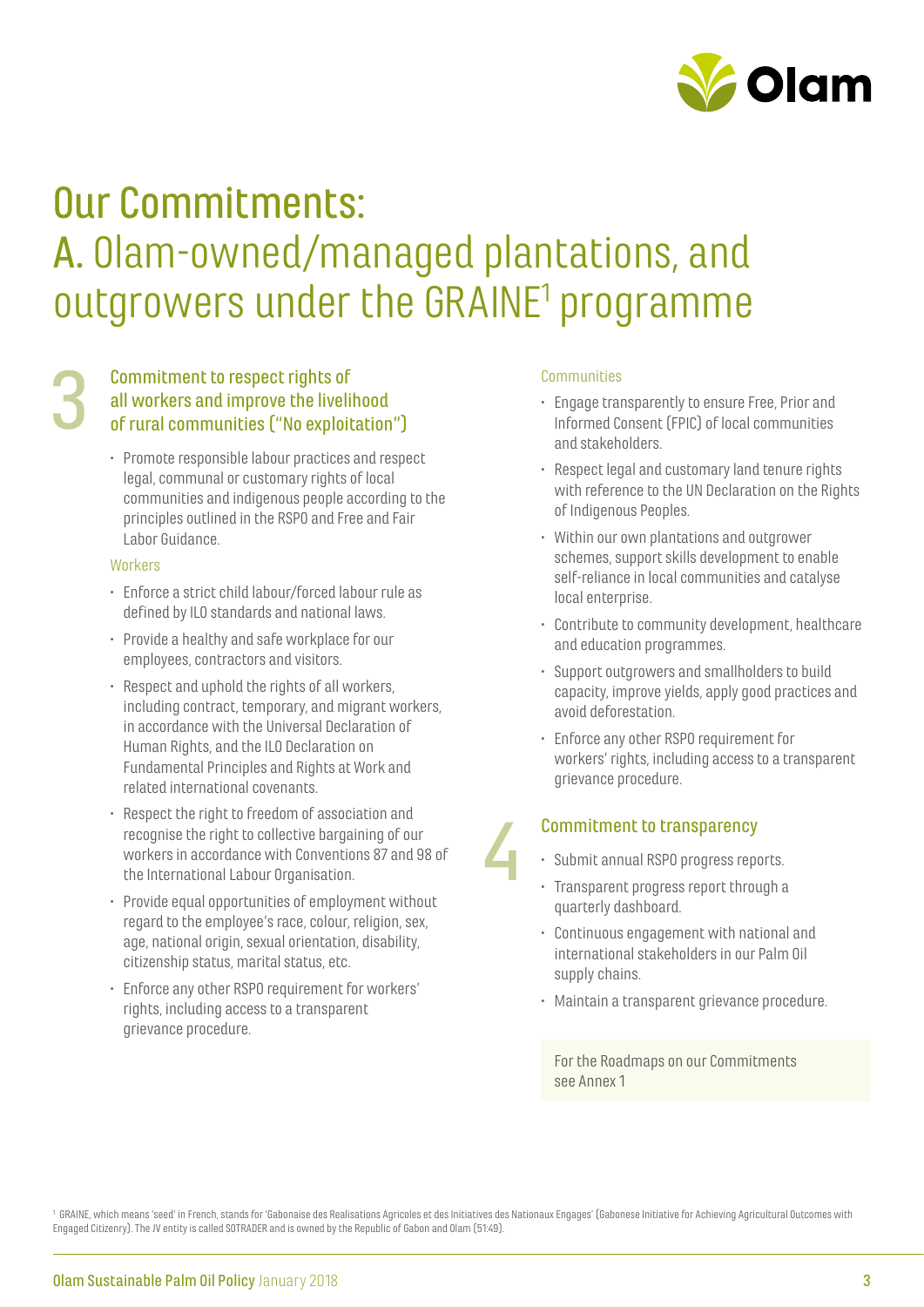# Our Commitments:

## A. Olam-owned/managed plantations, and outgrowers under the GRAINE[1] programme

### 3 Commitment to respect rights of all workers and improve the livelihood of rural communities ("No exploitation")

- Promote responsible labour practices and respect legal, communal or customary rights of local communities and indigenous people according to the principles outlined in the RSPO and Free and Fair Labor Guidance.

#### Workers

- Enforce a strict child labour/forced labour rule as defined by ILO standards and national laws.
- Provide a healthy and safe workplace for our employees, contractors and visitors.
- Respect and uphold the rights of all workers, including contract, temporary, and migrant workers, in accordance with the Universal Declaration of Human Rights, and the ILO Declaration on Fundamental Principles and Rights at Work and related international covenants.
- Respect the right to freedom of association and recognise the right to collective bargaining of our workers in accordance with Conventions 87 and 98 of the International Labour Organisation.
- Provide equal opportunities of employment without regard to the employee's race, colour, religion, sex, age, national origin, sexual orientation, disability, citizenship status, marital status, etc.
- Enforce any other RSPO requirement for workers' rights, including access to a transparent grievance procedure.

#### Communities

- Engage transparently to ensure Free, Prior and Informed Consent (FPIC) of local communities and stakeholders.
- Respect legal and customary land tenure rights with reference to the UN Declaration on the Rights of Indigenous Peoples.
- Within our own plantations and outgrower schemes, support skills development to enable self-reliance in local communities and catalyse local enterprise.
- Contribute to community development, healthcare and education programmes.
- Support outgrowers and smallholders to build capacity, improve yields, apply good practices and avoid deforestation.
- Enforce any other RSPO requirement for workers' rights, including access to a transparent grievance procedure.

### 4 Commitment to transparency

- Submit annual RSPO progress reports.
- Transparent progress report through a quarterly dashboard.
- Continuous engagement with national and international stakeholders in our Palm Oil supply chains.
- Maintain a transparent grievance procedure.

For the Roadmaps on our Commitments see Annex 1

[1] GRAINE, which means 'seed' in French, stands for 'Gabonaise des Realisations Agricoles et des Initiatives des Nationaux Engages' (Gabonese Initiative for Achieving Agricultural Outcomes with Engaged Citizenry). The JV entity is called SOTRADER and is owned by the Republic of Gabon and Olam (51:49).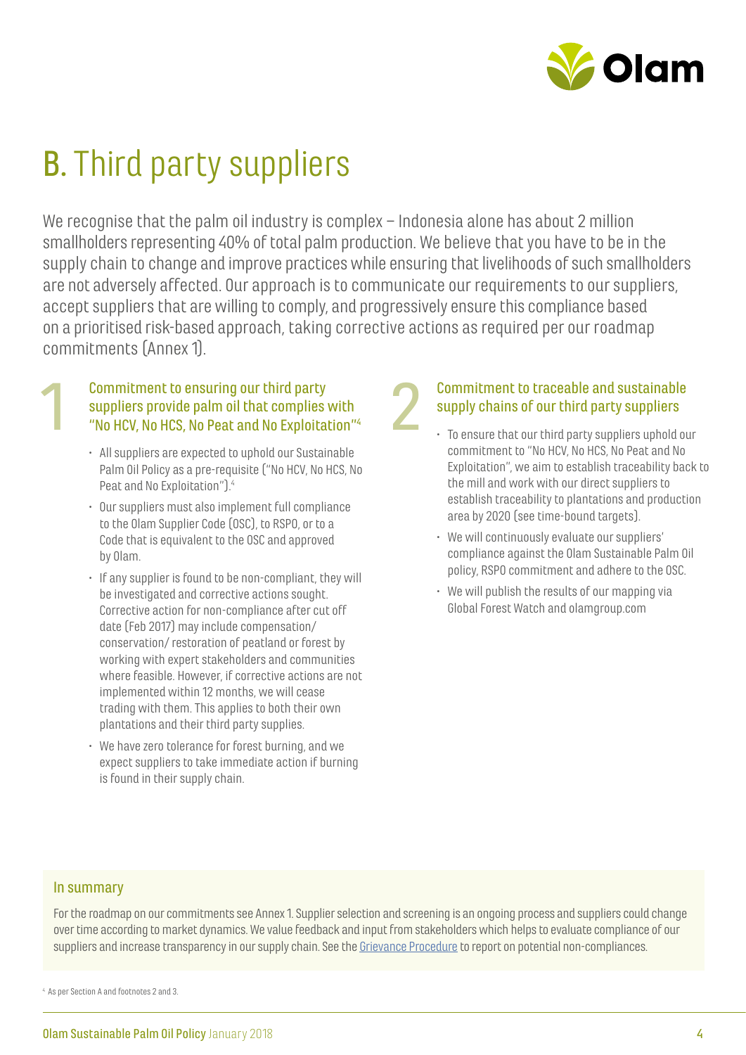# B. Third party suppliers

We recognise that the palm oil industry is complex – Indonesia alone has about 2 million smallholders representing 40% of total palm production. We believe that you have to be in the supply chain to change and improve practices while ensuring that livelihoods of such smallholders are not adversely affected. Our approach is to communicate our requirements to our suppliers, accept suppliers that are willing to comply, and progressively ensure this compliance based on a prioritised risk-based approach, taking corrective actions as required per our roadmap commitments (Annex 1).

## 1 Commitment to ensuring our third party suppliers provide palm oil that complies with "No HCV, No HCS, No Peat and No Exploitation"[4]

- All suppliers are expected to uphold our Sustainable Palm Oil Policy as a pre-requisite ("No HCV, No HCS, No Peat and No Exploitation").[4]
- Our suppliers must also implement full compliance to the Olam Supplier Code (OSC), to RSPO, or to a Code that is equivalent to the OSC and approved by Olam.
- If any supplier is found to be non-compliant, they will be investigated and corrective actions sought. Corrective action for non-compliance after cut off date (Feb 2017) may include compensation/ conservation/ restoration of peatland or forest by working with expert stakeholders and communities where feasible. However, if corrective actions are not implemented within 12 months, we will cease trading with them. This applies to both their own plantations and their third party supplies.
- We have zero tolerance for forest burning, and we expect suppliers to take immediate action if burning is found in their supply chain.

## 2 Commitment to traceable and sustainable supply chains of our third party suppliers

- To ensure that our third party suppliers uphold our commitment to "No HCV, No HCS, No Peat and No Exploitation", we aim to establish traceability back to the mill and work with our direct suppliers to establish traceability to plantations and production area by 2020 (see time-bound targets).
- We will continuously evaluate our suppliers' compliance against the Olam Sustainable Palm Oil policy, RSPO commitment and adhere to the OSC.
- We will publish the results of our mapping via Global Forest Watch and olamgroup.com

### In summary

For the roadmap on our commitments see Annex 1. Supplier selection and screening is an ongoing process and suppliers could change over time according to market dynamics. We value feedback and input from stakeholders which helps to evaluate compliance of our suppliers and increase transparency in our supply chain. See the Grievance Procedure to report on potential non-compliances.

[4] As per Section A and footnotes 2 and 3.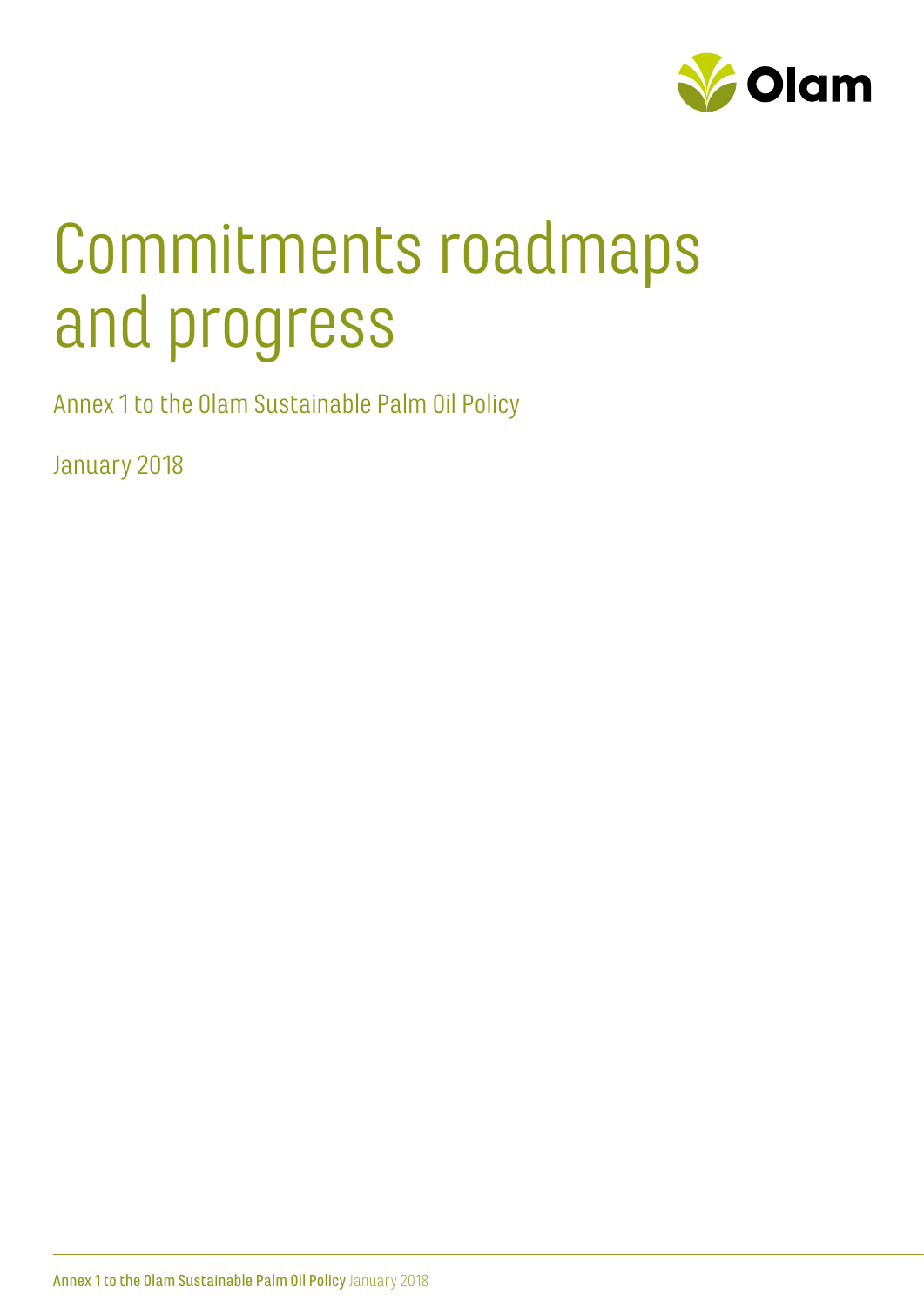# Commitments roadmaps and progress

Annex 1 to the Olam Sustainable Palm Oil Policy

January 2018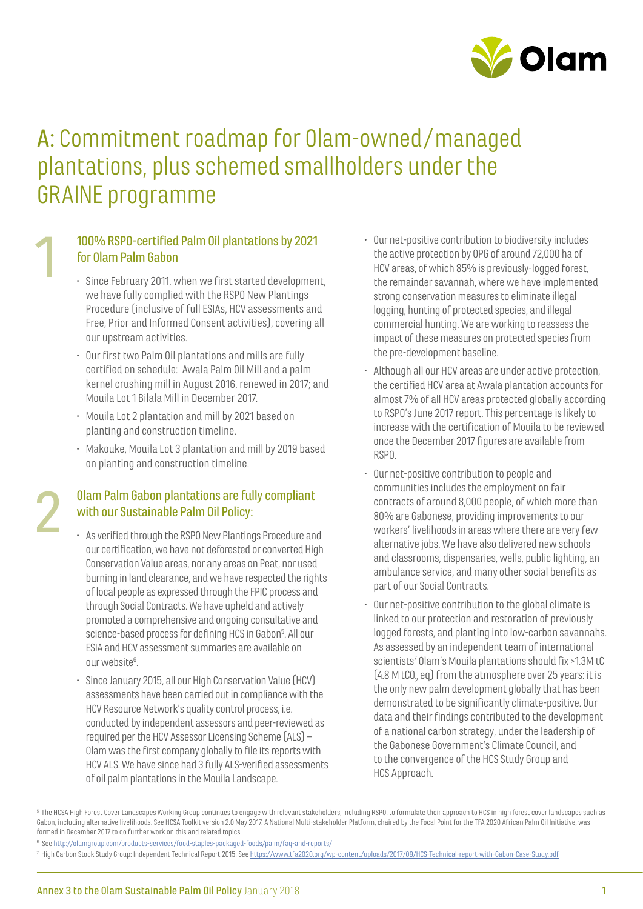# A: Commitment roadmap for Olam-owned/managed plantations, plus schemed smallholders under the GRAINE programme

## 1 100% RSPO-certified Palm Oil plantations by 2021 for Olam Palm Gabon

- Since February 2011, when we first started development, we have fully complied with the RSPO New Plantings Procedure (inclusive of full ESIAs, HCV assessments and Free, Prior and Informed Consent activities), covering all our upstream activities.
- Our first two Palm Oil plantations and mills are fully certified on schedule: Awala Palm Oil Mill and a palm kernel crushing mill in August 2016, renewed in 2017; and Mouila Lot 1 Bilala Mill in December 2017.
- Mouila Lot 2 plantation and mill by 2021 based on planting and construction timeline.
- Makouke, Mouila Lot 3 plantation and mill by 2019 based on planting and construction timeline.

## 2 Olam Palm Gabon plantations are fully compliant with our Sustainable Palm Oil Policy:

- As verified through the RSPO New Plantings Procedure and our certification, we have not deforested or converted High Conservation Value areas, nor any areas on Peat, nor used burning in land clearance, and we have respected the rights of local people as expressed through the FPIC process and through Social Contracts. We have upheld and actively promoted a comprehensive and ongoing consultative and science-based process for defining HCS in Gabon[5]. All our ESIA and HCV assessment summaries are available on our website[6].
- Since January 2015, all our High Conservation Value (HCV) assessments have been carried out in compliance with the HCV Resource Network's quality control process, i.e. conducted by independent assessors and peer-reviewed as required per the HCV Assessor Licensing Scheme (ALS) – Olam was the first company globally to file its reports with HCV ALS. We have since had 3 fully ALS-verified assessments of oil palm plantations in the Mouila Landscape.
- Our net-positive contribution to biodiversity includes the active protection by OPG of around 72,000 ha of HCV areas, of which 85% is previously-logged forest, the remainder savannah, where we have implemented strong conservation measures to eliminate illegal logging, hunting of protected species, and illegal commercial hunting. We are working to reassess the impact of these measures on protected species from the pre-development baseline.
- Although all our HCV areas are under active protection, the certified HCV area at Awala plantation accounts for almost 7% of all HCV areas protected globally according to RSPO's June 2017 report. This percentage is likely to increase with the certification of Mouila to be reviewed once the December 2017 figures are available from RSPO.
- Our net-positive contribution to people and communities includes the employment on fair contracts of around 8,000 people, of which more than 80% are Gabonese, providing improvements to our workers' livelihoods in areas where there are very few alternative jobs. We have also delivered new schools and classrooms, dispensaries, wells, public lighting, an ambulance service, and many other social benefits as part of our Social Contracts.
- Our net-positive contribution to the global climate is linked to our protection and restoration of previously logged forests, and planting into low-carbon savannahs. As assessed by an independent team of international scientists[7] Olam's Mouila plantations should fix >1.3M tC (4.8 M $tCO_2$ eq) from the atmosphere over 25 years: it is the only new palm development globally that has been demonstrated to be significantly climate-positive. Our data and their findings contributed to the development of a national carbon strategy, under the leadership of the Gabonese Government's Climate Council, and to the convergence of the HCS Study Group and HCS Approach.

---

[5] The HCSA High Forest Cover Landscapes Working Group continues to engage with relevant stakeholders, including RSPO, to formulate their approach to HCS in high forest cover landscapes such as Gabon, including alternative livelihoods. See HCSA Toolkit version 2.0 May 2017. A National Multi-stakeholder Platform, chaired by the Focal Point for the TFA 2020 African Palm Oil Initiative, was formed in December 2017 to do further work on this and related topics.

[6] See http://olamgroup.com/products-services/food-staples-packaged-foods/palm/faq-and-reports/

[7] High Carbon Stock Study Group: Independent Technical Report 2015. See https://www.tfa2020.org/wp-content/uploads/2017/09/HCS-Technical-report-with-Gabon-Case-Study.pdf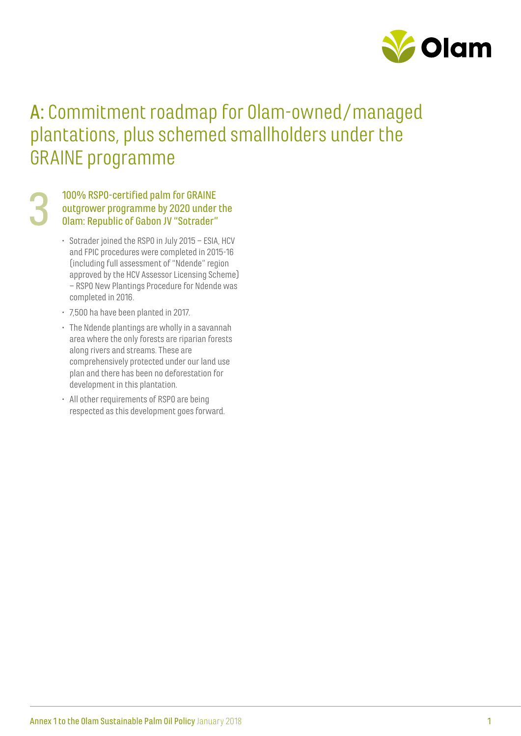# A: Commitment roadmap for Olam-owned/managed plantations, plus schemed smallholders under the GRAINE programme

## 3 100% RSPO-certified palm for GRAINE outgrower programme by 2020 under the Olam: Republic of Gabon JV "Sotrader"

- Sotrader joined the RSPO in July 2015 – ESIA, HCV and FPIC procedures were completed in 2015-16 (including full assessment of "Ndende" region approved by the HCV Assessor Licensing Scheme) – RSPO New Plantings Procedure for Ndende was completed in 2016.
- 7,500 ha have been planted in 2017.
- The Ndende plantings are wholly in a savannah area where the only forests are riparian forests along rivers and streams. These are comprehensively protected under our land use plan and there has been no deforestation for development in this plantation.
- All other requirements of RSPO are being respected as this development goes forward.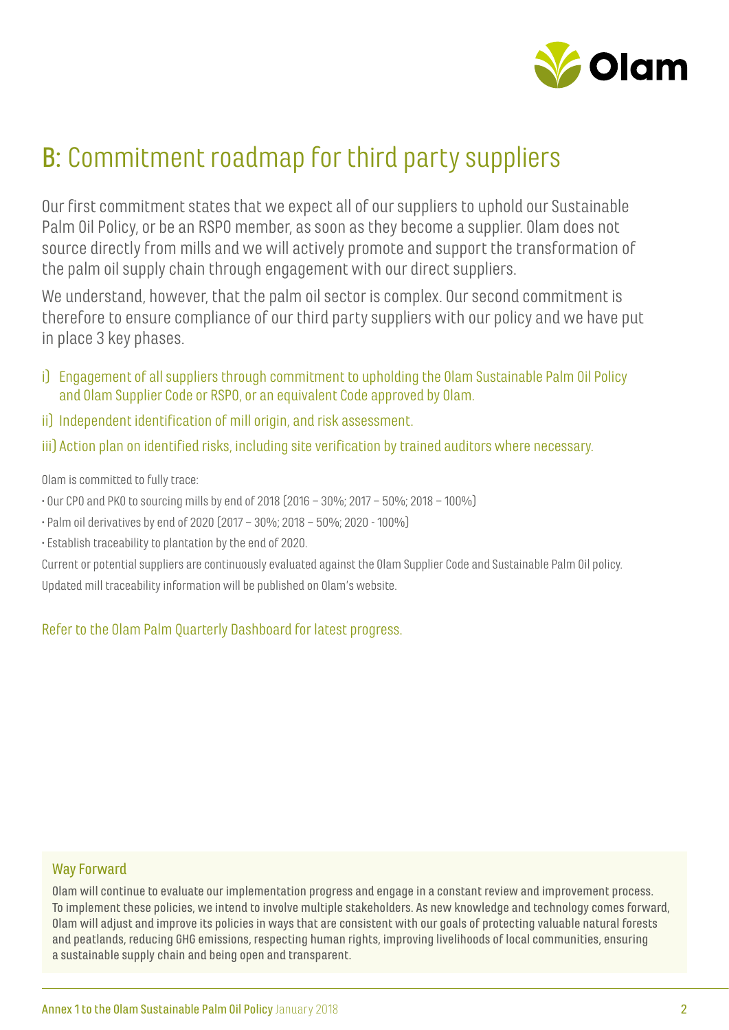## B: Commitment roadmap for third party suppliers

Our first commitment states that we expect all of our suppliers to uphold our Sustainable Palm Oil Policy, or be an RSPO member, as soon as they become a supplier. Olam does not source directly from mills and we will actively promote and support the transformation of the palm oil supply chain through engagement with our direct suppliers.

We understand, however, that the palm oil sector is complex. Our second commitment is therefore to ensure compliance of our third party suppliers with our policy and we have put in place 3 key phases.

i) Engagement of all suppliers through commitment to upholding the Olam Sustainable Palm Oil Policy and Olam Supplier Code or RSPO, or an equivalent Code approved by Olam.

ii) Independent identification of mill origin, and risk assessment.

iii) Action plan on identified risks, including site verification by trained auditors where necessary.

Olam is committed to fully trace:

- Our CPO and PKO to sourcing mills by end of 2018 (2016 – 30%; 2017 – 50%; 2018 – 100%)
- Palm oil derivatives by end of 2020 (2017 – 30%; 2018 – 50%; 2020 - 100%)
- Establish traceability to plantation by the end of 2020.

Current or potential suppliers are continuously evaluated against the Olam Supplier Code and Sustainable Palm Oil policy.

Updated mill traceability information will be published on Olam's website.

Refer to the Olam Palm Quarterly Dashboard for latest progress.

### Way Forward

Olam will continue to evaluate our implementation progress and engage in a constant review and improvement process. To implement these policies, we intend to involve multiple stakeholders. As new knowledge and technology comes forward, Olam will adjust and improve its policies in ways that are consistent with our goals of protecting valuable natural forests and peatlands, reducing GHG emissions, respecting human rights, improving livelihoods of local communities, ensuring a sustainable supply chain and being open and transparent.